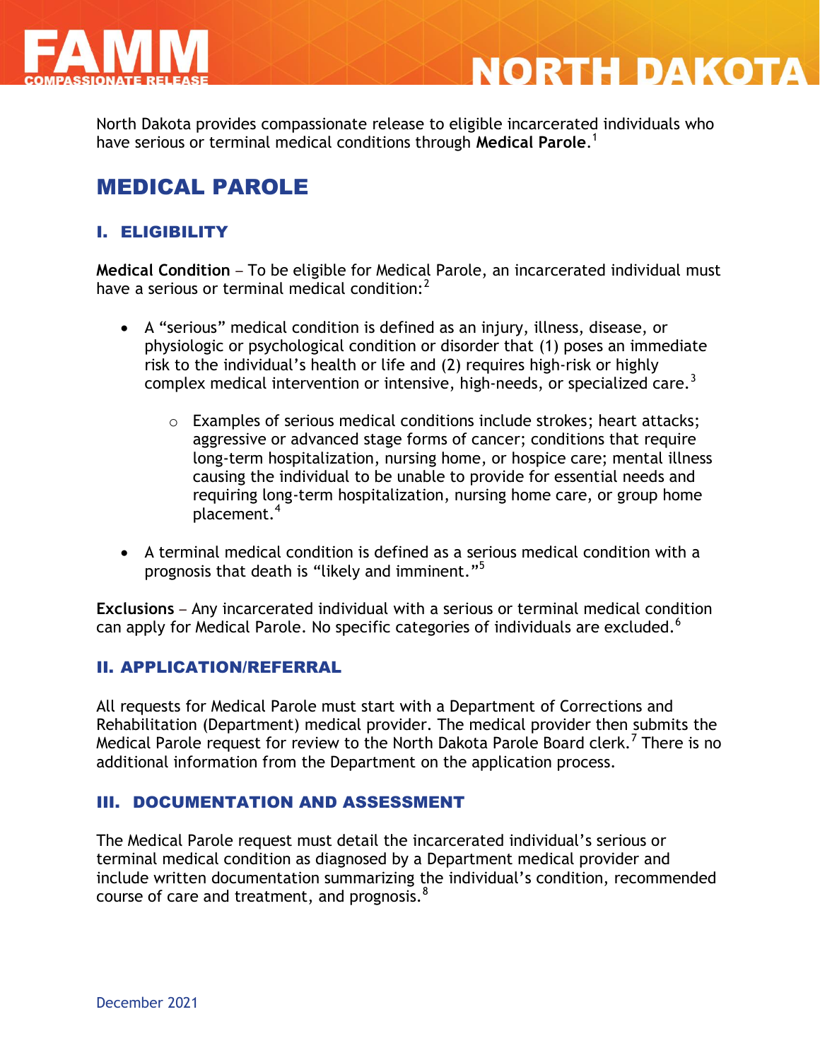# FAMM COMPASSIONATE RELEASE — NORTH DAKOTA

North Dakota provides compassionate release to eligible incarcerated individuals who have serious or terminal medical conditions through **Medical Parole**.[1]

## MEDICAL PAROLE

### I. ELIGIBILITY

**Medical Condition** – To be eligible for Medical Parole, an incarcerated individual must have a serious or terminal medical condition:[2]

- A "serious" medical condition is defined as an injury, illness, disease, or physiologic or psychological condition or disorder that (1) poses an immediate risk to the individual's health or life and (2) requires high-risk or highly complex medical intervention or intensive, high-needs, or specialized care.[3]
  - Examples of serious medical conditions include strokes; heart attacks; aggressive or advanced stage forms of cancer; conditions that require long-term hospitalization, nursing home, or hospice care; mental illness causing the individual to be unable to provide for essential needs and requiring long-term hospitalization, nursing home care, or group home placement.[4]
- A terminal medical condition is defined as a serious medical condition with a prognosis that death is "likely and imminent."[5]

**Exclusions** – Any incarcerated individual with a serious or terminal medical condition can apply for Medical Parole. No specific categories of individuals are excluded.[6]

### II. APPLICATION/REFERRAL

All requests for Medical Parole must start with a Department of Corrections and Rehabilitation (Department) medical provider. The medical provider then submits the Medical Parole request for review to the North Dakota Parole Board clerk.[7] There is no additional information from the Department on the application process.

### III. DOCUMENTATION AND ASSESSMENT

The Medical Parole request must detail the incarcerated individual's serious or terminal medical condition as diagnosed by a Department medical provider and include written documentation summarizing the individual's condition, recommended course of care and treatment, and prognosis.[8]

December 2021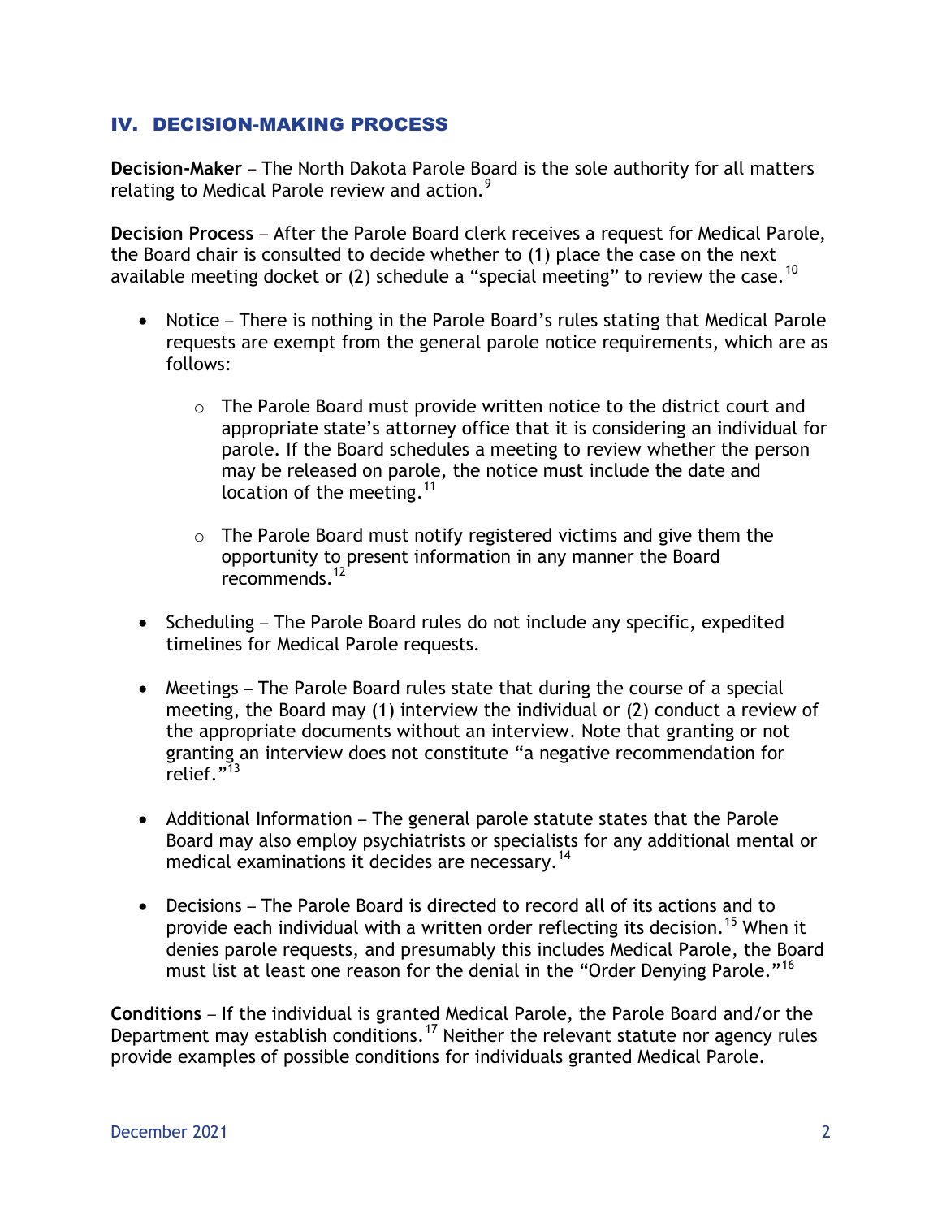## IV. DECISION-MAKING PROCESS

**Decision-Maker** – The North Dakota Parole Board is the sole authority for all matters relating to Medical Parole review and action.[9]

**Decision Process** – After the Parole Board clerk receives a request for Medical Parole, the Board chair is consulted to decide whether to (1) place the case on the next available meeting docket or (2) schedule a "special meeting" to review the case.[10]

- Notice – There is nothing in the Parole Board's rules stating that Medical Parole requests are exempt from the general parole notice requirements, which are as follows:
    - The Parole Board must provide written notice to the district court and appropriate state's attorney office that it is considering an individual for parole. If the Board schedules a meeting to review whether the person may be released on parole, the notice must include the date and location of the meeting.[11]
    - The Parole Board must notify registered victims and give them the opportunity to present information in any manner the Board recommends.[12]
- Scheduling – The Parole Board rules do not include any specific, expedited timelines for Medical Parole requests.
- Meetings – The Parole Board rules state that during the course of a special meeting, the Board may (1) interview the individual or (2) conduct a review of the appropriate documents without an interview. Note that granting or not granting an interview does not constitute "a negative recommendation for relief."[13]
- Additional Information – The general parole statute states that the Parole Board may also employ psychiatrists or specialists for any additional mental or medical examinations it decides are necessary.[14]
- Decisions – The Parole Board is directed to record all of its actions and to provide each individual with a written order reflecting its decision.[15] When it denies parole requests, and presumably this includes Medical Parole, the Board must list at least one reason for the denial in the "Order Denying Parole."[16]

**Conditions** – If the individual is granted Medical Parole, the Parole Board and/or the Department may establish conditions.[17] Neither the relevant statute nor agency rules provide examples of possible conditions for individuals granted Medical Parole.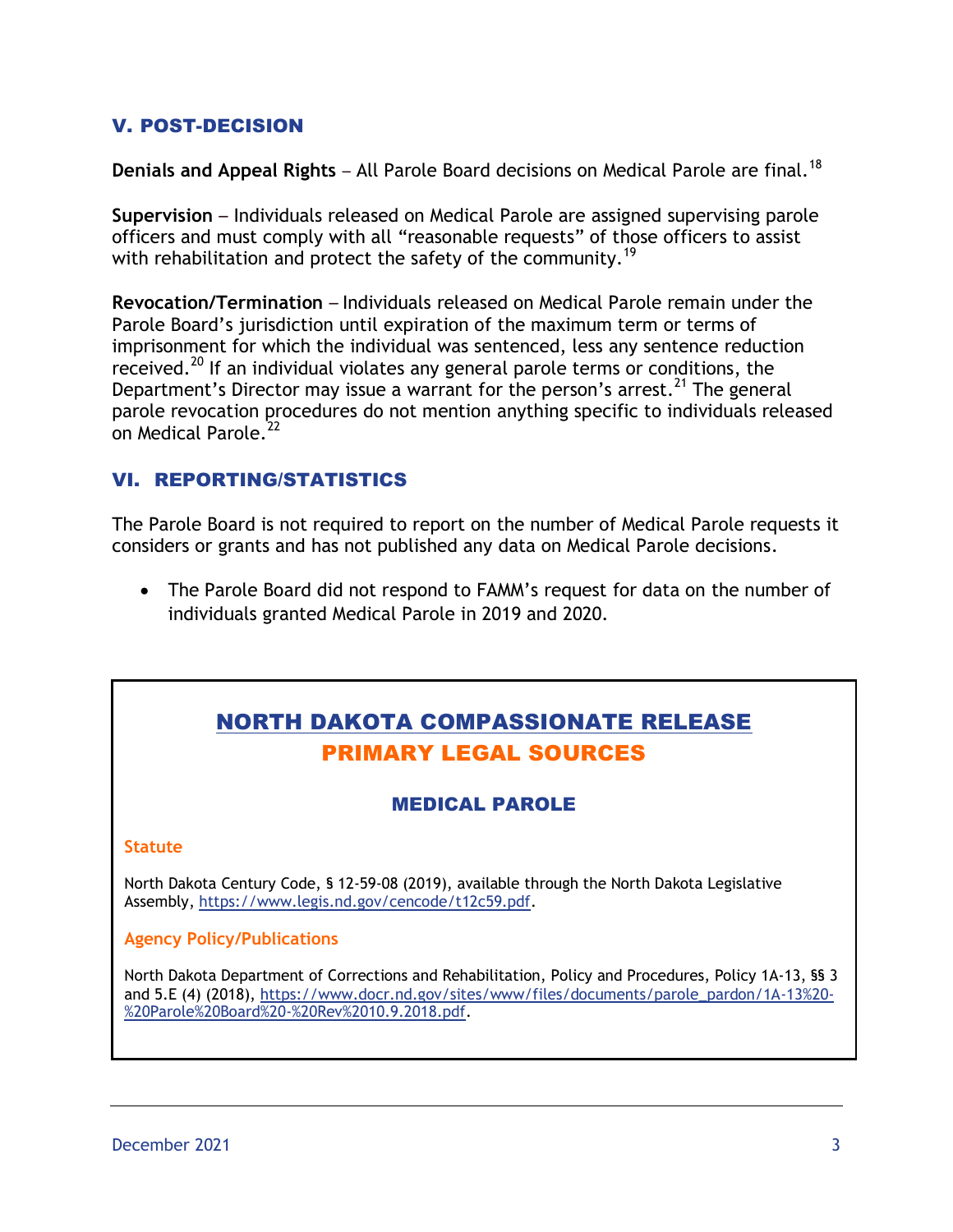## V. POST-DECISION

**Denials and Appeal Rights** – All Parole Board decisions on Medical Parole are final.[18]

**Supervision** – Individuals released on Medical Parole are assigned supervising parole officers and must comply with all "reasonable requests" of those officers to assist with rehabilitation and protect the safety of the community.[19]

**Revocation/Termination** – Individuals released on Medical Parole remain under the Parole Board's jurisdiction until expiration of the maximum term or terms of imprisonment for which the individual was sentenced, less any sentence reduction received.[20] If an individual violates any general parole terms or conditions, the Department's Director may issue a warrant for the person's arrest.[21] The general parole revocation procedures do not mention anything specific to individuals released on Medical Parole.[22]

## VI. REPORTING/STATISTICS

The Parole Board is not required to report on the number of Medical Parole requests it considers or grants and has not published any data on Medical Parole decisions.

- The Parole Board did not respond to FAMM's request for data on the number of individuals granted Medical Parole in 2019 and 2020.

## NORTH DAKOTA COMPASSIONATE RELEASE PRIMARY LEGAL SOURCES

### MEDICAL PAROLE

#### Statute

North Dakota Century Code, § 12-59-08 (2019), available through the North Dakota Legislative Assembly, https://www.legis.nd.gov/cencode/t12c59.pdf.

#### Agency Policy/Publications

North Dakota Department of Corrections and Rehabilitation, Policy and Procedures, Policy 1A-13, §§ 3 and 5.E (4) (2018), https://www.docr.nd.gov/sites/www/files/documents/parole_pardon/1A-13%20-%20Parole%20Board%20-%20Rev%2010.9.2018.pdf.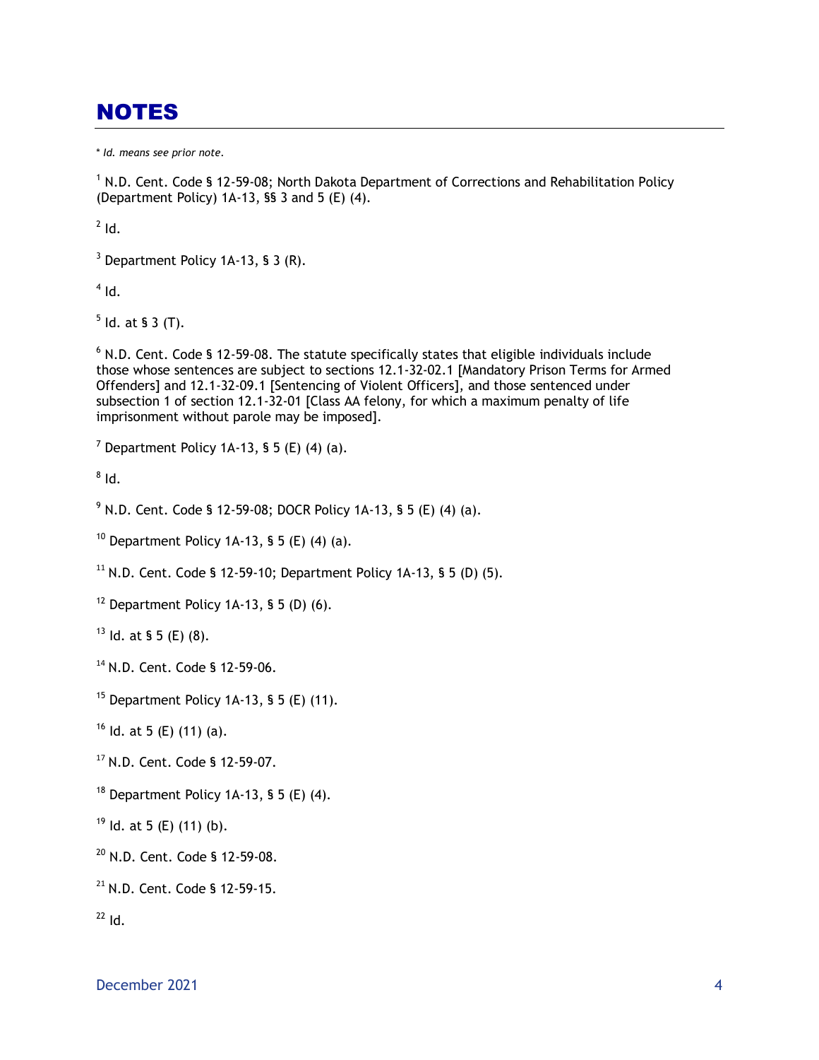## NOTES

*\* Id. means see prior note.*

[1] N.D. Cent. Code § 12-59-08; North Dakota Department of Corrections and Rehabilitation Policy (Department Policy) 1A-13, §§ 3 and 5 (E) (4).

[2] Id.

[3] Department Policy 1A-13, § 3 (R).

[4] Id.

[5] Id. at § 3 (T).

[6] N.D. Cent. Code § 12-59-08. The statute specifically states that eligible individuals include those whose sentences are subject to sections 12.1-32-02.1 [Mandatory Prison Terms for Armed Offenders] and 12.1-32-09.1 [Sentencing of Violent Officers], and those sentenced under subsection 1 of section 12.1-32-01 [Class AA felony, for which a maximum penalty of life imprisonment without parole may be imposed].

[7] Department Policy 1A-13, § 5 (E) (4) (a).

[8] Id.

[9] N.D. Cent. Code § 12-59-08; DOCR Policy 1A-13, § 5 (E) (4) (a).

[10] Department Policy 1A-13, § 5 (E) (4) (a).

[11] N.D. Cent. Code § 12-59-10; Department Policy 1A-13, § 5 (D) (5).

[12] Department Policy 1A-13, § 5 (D) (6).

[13] Id. at § 5 (E) (8).

[14] N.D. Cent. Code § 12-59-06.

[15] Department Policy 1A-13, § 5 (E) (11).

[16] Id. at 5 (E) (11) (a).

[17] N.D. Cent. Code § 12-59-07.

[18] Department Policy 1A-13, § 5 (E) (4).

[19] Id. at 5 (E) (11) (b).

[20] N.D. Cent. Code § 12-59-08.

[21] N.D. Cent. Code § 12-59-15.

[22] Id.